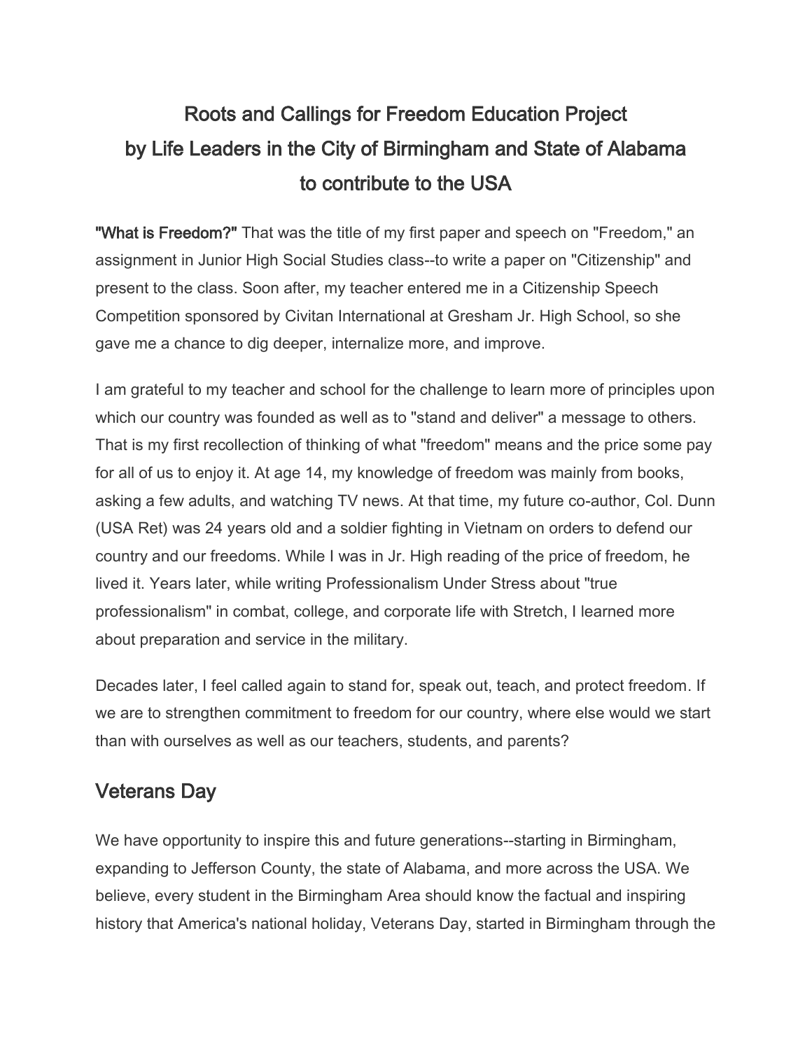# Roots and Callings for Freedom Education Project
# by Life Leaders in the City of Birmingham and State of Alabama
# to contribute to the USA

**"What is Freedom?"** That was the title of my first paper and speech on "Freedom," an assignment in Junior High Social Studies class--to write a paper on "Citizenship" and present to the class. Soon after, my teacher entered me in a Citizenship Speech Competition sponsored by Civitan International at Gresham Jr. High School, so she gave me a chance to dig deeper, internalize more, and improve.

I am grateful to my teacher and school for the challenge to learn more of principles upon which our country was founded as well as to "stand and deliver" a message to others. That is my first recollection of thinking of what "freedom" means and the price some pay for all of us to enjoy it. At age 14, my knowledge of freedom was mainly from books, asking a few adults, and watching TV news. At that time, my future co-author, Col. Dunn (USA Ret) was 24 years old and a soldier fighting in Vietnam on orders to defend our country and our freedoms. While I was in Jr. High reading of the price of freedom, he lived it. Years later, while writing Professionalism Under Stress about "true professionalism" in combat, college, and corporate life with Stretch, I learned more about preparation and service in the military.

Decades later, I feel called again to stand for, speak out, teach, and protect freedom. If we are to strengthen commitment to freedom for our country, where else would we start than with ourselves as well as our teachers, students, and parents?

## Veterans Day

We have opportunity to inspire this and future generations--starting in Birmingham, expanding to Jefferson County, the state of Alabama, and more across the USA. We believe, every student in the Birmingham Area should know the factual and inspiring history that America's national holiday, Veterans Day, started in Birmingham through the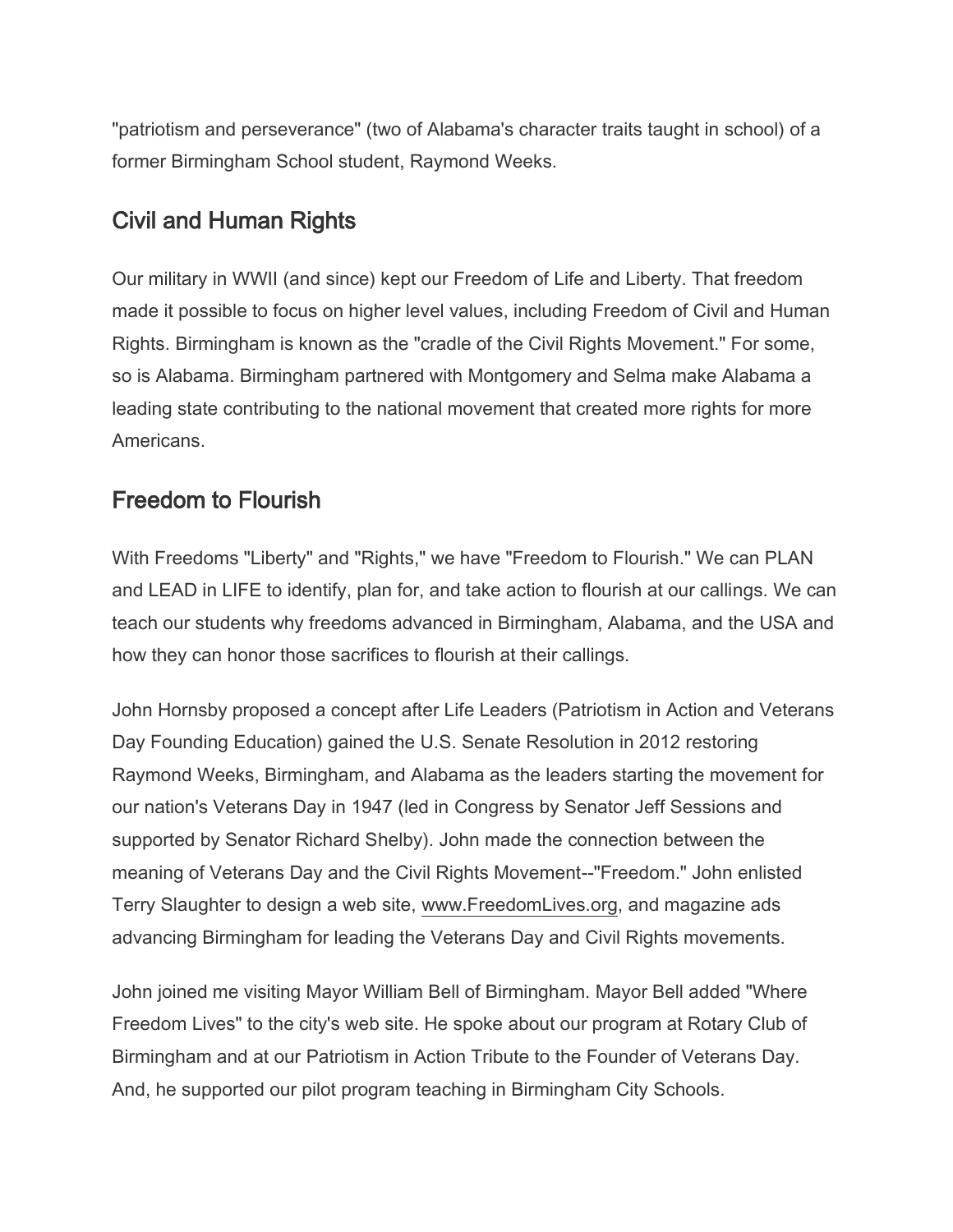"patriotism and perseverance" (two of Alabama's character traits taught in school) of a former Birmingham School student, Raymond Weeks.

## Civil and Human Rights

Our military in WWII (and since) kept our Freedom of Life and Liberty. That freedom made it possible to focus on higher level values, including Freedom of Civil and Human Rights. Birmingham is known as the "cradle of the Civil Rights Movement." For some, so is Alabama. Birmingham partnered with Montgomery and Selma make Alabama a leading state contributing to the national movement that created more rights for more Americans.

## Freedom to Flourish

With Freedoms "Liberty" and "Rights," we have "Freedom to Flourish." We can PLAN and LEAD in LIFE to identify, plan for, and take action to flourish at our callings. We can teach our students why freedoms advanced in Birmingham, Alabama, and the USA and how they can honor those sacrifices to flourish at their callings.

John Hornsby proposed a concept after Life Leaders (Patriotism in Action and Veterans Day Founding Education) gained the U.S. Senate Resolution in 2012 restoring Raymond Weeks, Birmingham, and Alabama as the leaders starting the movement for our nation's Veterans Day in 1947 (led in Congress by Senator Jeff Sessions and supported by Senator Richard Shelby). John made the connection between the meaning of Veterans Day and the Civil Rights Movement--"Freedom." John enlisted Terry Slaughter to design a web site, www.FreedomLives.org, and magazine ads advancing Birmingham for leading the Veterans Day and Civil Rights movements.

John joined me visiting Mayor William Bell of Birmingham. Mayor Bell added "Where Freedom Lives" to the city's web site. He spoke about our program at Rotary Club of Birmingham and at our Patriotism in Action Tribute to the Founder of Veterans Day. And, he supported our pilot program teaching in Birmingham City Schools.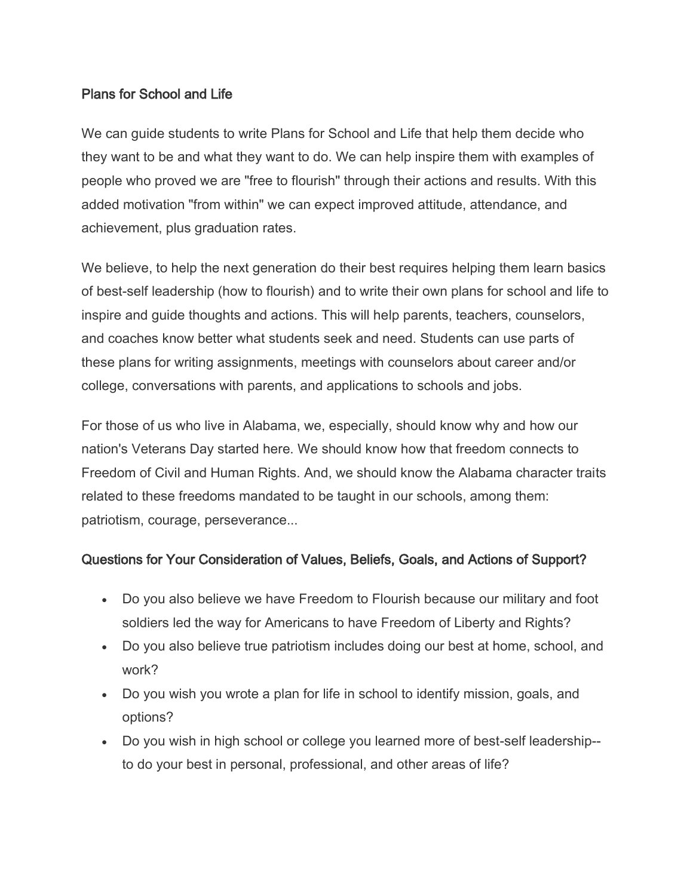## Plans for School and Life

We can guide students to write Plans for School and Life that help them decide who they want to be and what they want to do. We can help inspire them with examples of people who proved we are "free to flourish" through their actions and results. With this added motivation "from within" we can expect improved attitude, attendance, and achievement, plus graduation rates.

We believe, to help the next generation do their best requires helping them learn basics of best-self leadership (how to flourish) and to write their own plans for school and life to inspire and guide thoughts and actions. This will help parents, teachers, counselors, and coaches know better what students seek and need. Students can use parts of these plans for writing assignments, meetings with counselors about career and/or college, conversations with parents, and applications to schools and jobs.

For those of us who live in Alabama, we, especially, should know why and how our nation's Veterans Day started here. We should know how that freedom connects to Freedom of Civil and Human Rights. And, we should know the Alabama character traits related to these freedoms mandated to be taught in our schools, among them: patriotism, courage, perseverance...

## Questions for Your Consideration of Values, Beliefs, Goals, and Actions of Support?

- Do you also believe we have Freedom to Flourish because our military and foot soldiers led the way for Americans to have Freedom of Liberty and Rights?
- Do you also believe true patriotism includes doing our best at home, school, and work?
- Do you wish you wrote a plan for life in school to identify mission, goals, and options?
- Do you wish in high school or college you learned more of best-self leadership--to do your best in personal, professional, and other areas of life?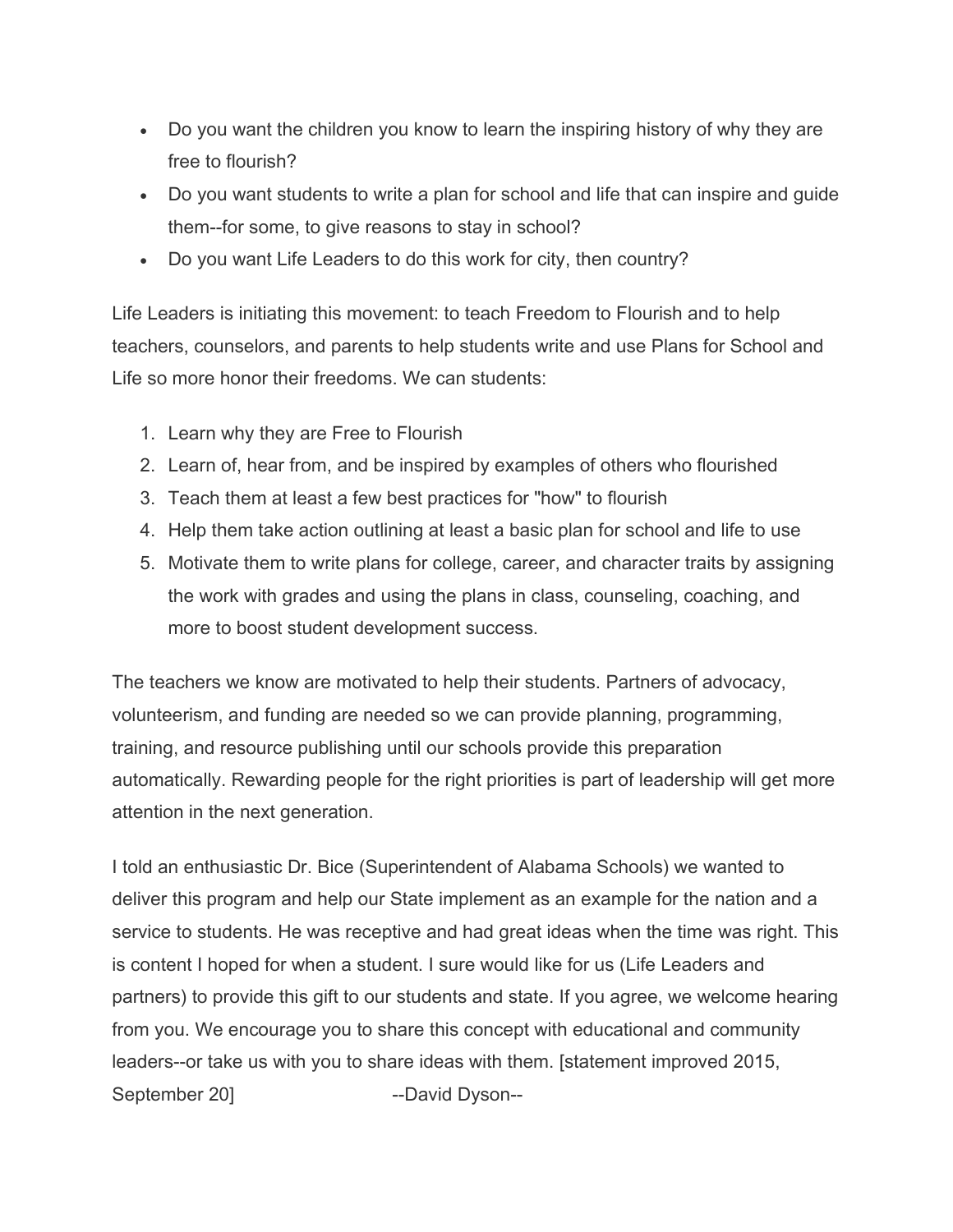- Do you want the children you know to learn the inspiring history of why they are free to flourish?
- Do you want students to write a plan for school and life that can inspire and guide them--for some, to give reasons to stay in school?
- Do you want Life Leaders to do this work for city, then country?

Life Leaders is initiating this movement: to teach Freedom to Flourish and to help teachers, counselors, and parents to help students write and use Plans for School and Life so more honor their freedoms. We can students:

1. Learn why they are Free to Flourish
2. Learn of, hear from, and be inspired by examples of others who flourished
3. Teach them at least a few best practices for "how" to flourish
4. Help them take action outlining at least a basic plan for school and life to use
5. Motivate them to write plans for college, career, and character traits by assigning the work with grades and using the plans in class, counseling, coaching, and more to boost student development success.

The teachers we know are motivated to help their students. Partners of advocacy, volunteerism, and funding are needed so we can provide planning, programming, training, and resource publishing until our schools provide this preparation automatically. Rewarding people for the right priorities is part of leadership will get more attention in the next generation.

I told an enthusiastic Dr. Bice (Superintendent of Alabama Schools) we wanted to deliver this program and help our State implement as an example for the nation and a service to students. He was receptive and had great ideas when the time was right. This is content I hoped for when a student. I sure would like for us (Life Leaders and partners) to provide this gift to our students and state. If you agree, we welcome hearing from you. We encourage you to share this concept with educational and community leaders--or take us with you to share ideas with them. [statement improved 2015, September 20] --David Dyson--